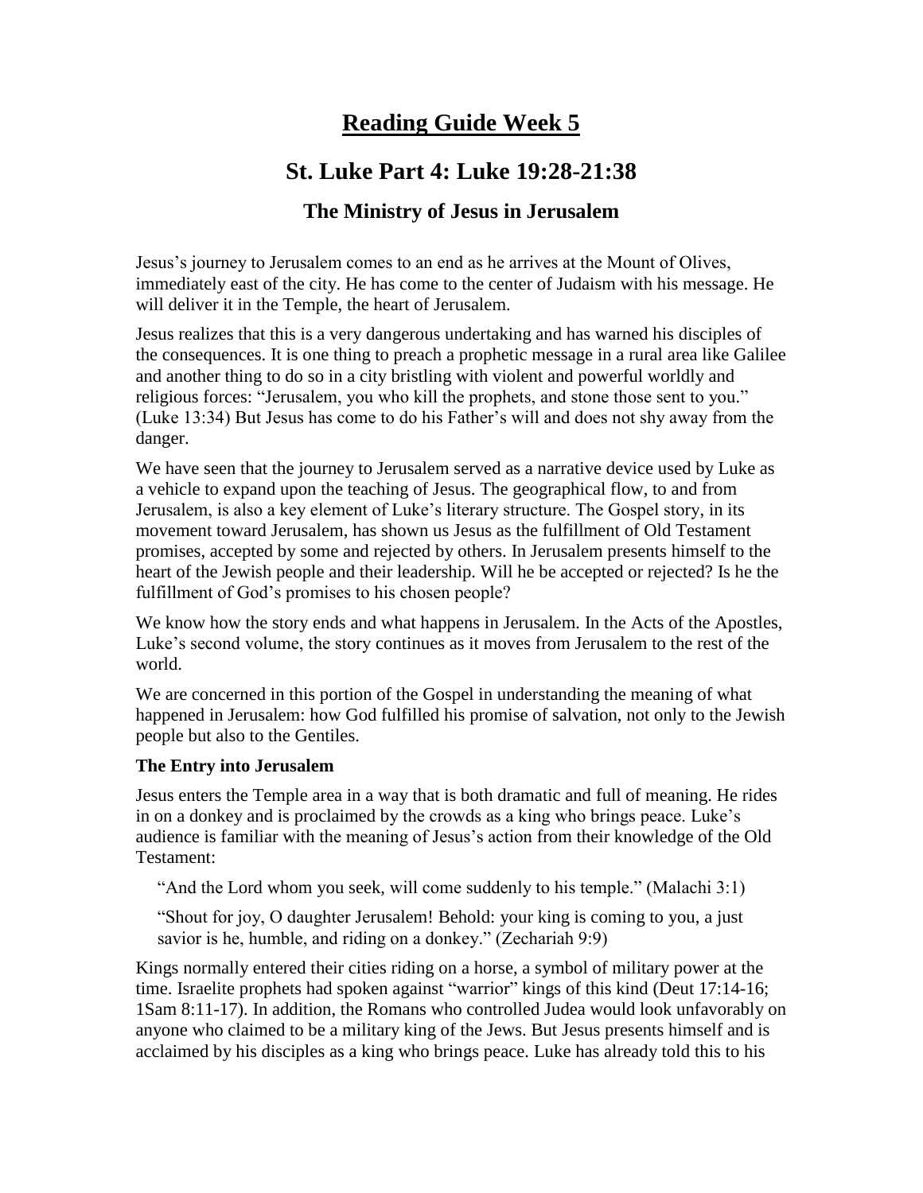# Reading Guide Week 5

## St. Luke Part 4: Luke 19:28-21:38

### The Ministry of Jesus in Jerusalem

Jesus's journey to Jerusalem comes to an end as he arrives at the Mount of Olives, immediately east of the city. He has come to the center of Judaism with his message. He will deliver it in the Temple, the heart of Jerusalem.

Jesus realizes that this is a very dangerous undertaking and has warned his disciples of the consequences. It is one thing to preach a prophetic message in a rural area like Galilee and another thing to do so in a city bristling with violent and powerful worldly and religious forces: "Jerusalem, you who kill the prophets, and stone those sent to you." (Luke 13:34) But Jesus has come to do his Father's will and does not shy away from the danger.

We have seen that the journey to Jerusalem served as a narrative device used by Luke as a vehicle to expand upon the teaching of Jesus. The geographical flow, to and from Jerusalem, is also a key element of Luke's literary structure. The Gospel story, in its movement toward Jerusalem, has shown us Jesus as the fulfillment of Old Testament promises, accepted by some and rejected by others. In Jerusalem presents himself to the heart of the Jewish people and their leadership. Will he be accepted or rejected? Is he the fulfillment of God's promises to his chosen people?

We know how the story ends and what happens in Jerusalem. In the Acts of the Apostles, Luke's second volume, the story continues as it moves from Jerusalem to the rest of the world.

We are concerned in this portion of the Gospel in understanding the meaning of what happened in Jerusalem: how God fulfilled his promise of salvation, not only to the Jewish people but also to the Gentiles.

**The Entry into Jerusalem**

Jesus enters the Temple area in a way that is both dramatic and full of meaning. He rides in on a donkey and is proclaimed by the crowds as a king who brings peace. Luke's audience is familiar with the meaning of Jesus's action from their knowledge of the Old Testament:

> "And the Lord whom you seek, will come suddenly to his temple." (Malachi 3:1)
>
> "Shout for joy, O daughter Jerusalem! Behold: your king is coming to you, a just savior is he, humble, and riding on a donkey." (Zechariah 9:9)

Kings normally entered their cities riding on a horse, a symbol of military power at the time. Israelite prophets had spoken against "warrior" kings of this kind (Deut 17:14-16; 1Sam 8:11-17). In addition, the Romans who controlled Judea would look unfavorably on anyone who claimed to be a military king of the Jews. But Jesus presents himself and is acclaimed by his disciples as a king who brings peace. Luke has already told this to his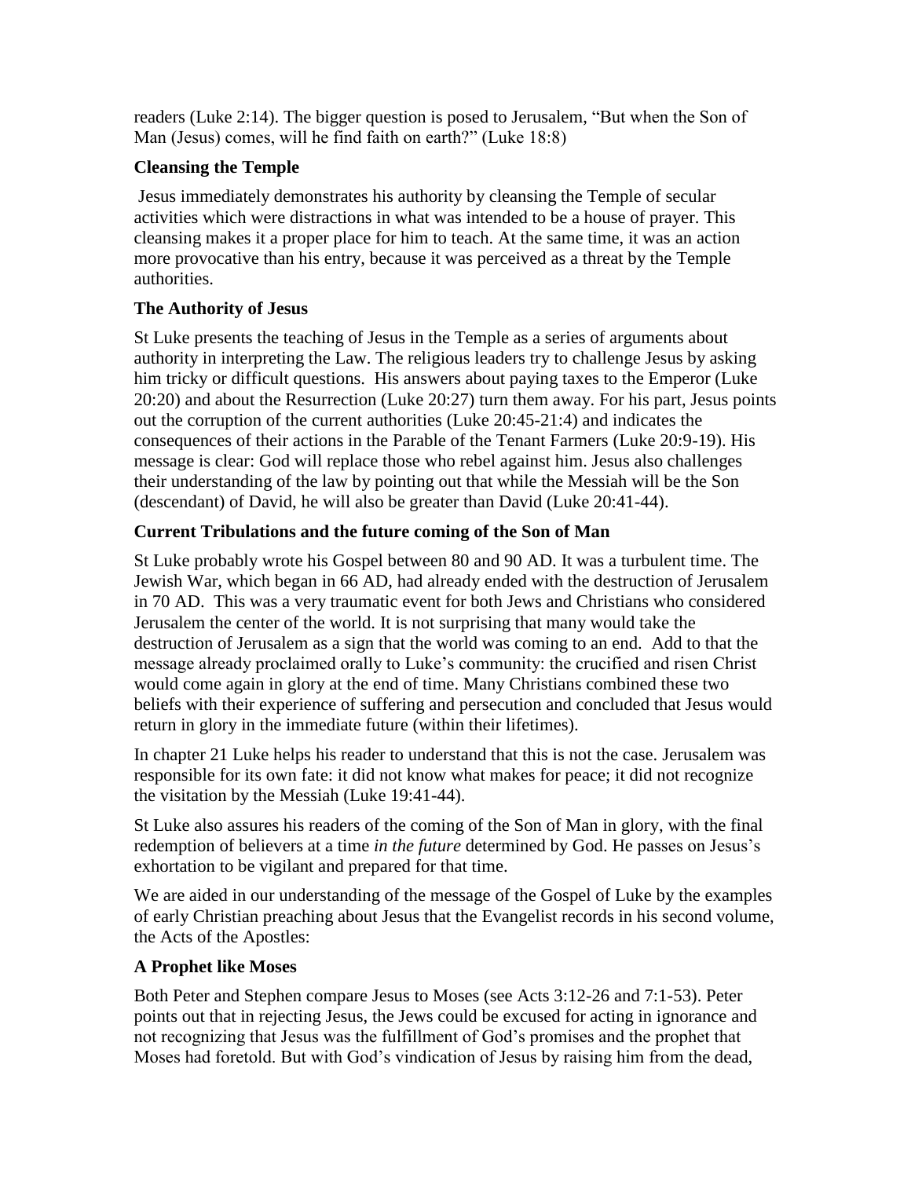readers (Luke 2:14). The bigger question is posed to Jerusalem, “But when the Son of Man (Jesus) comes, will he find faith on earth?” (Luke 18:8)

### Cleansing the Temple

Jesus immediately demonstrates his authority by cleansing the Temple of secular activities which were distractions in what was intended to be a house of prayer. This cleansing makes it a proper place for him to teach. At the same time, it was an action more provocative than his entry, because it was perceived as a threat by the Temple authorities.

### The Authority of Jesus

St Luke presents the teaching of Jesus in the Temple as a series of arguments about authority in interpreting the Law. The religious leaders try to challenge Jesus by asking him tricky or difficult questions. His answers about paying taxes to the Emperor (Luke 20:20) and about the Resurrection (Luke 20:27) turn them away. For his part, Jesus points out the corruption of the current authorities (Luke 20:45-21:4) and indicates the consequences of their actions in the Parable of the Tenant Farmers (Luke 20:9-19). His message is clear: God will replace those who rebel against him. Jesus also challenges their understanding of the law by pointing out that while the Messiah will be the Son (descendant) of David, he will also be greater than David (Luke 20:41-44).

### Current Tribulations and the future coming of the Son of Man

St Luke probably wrote his Gospel between 80 and 90 AD. It was a turbulent time. The Jewish War, which began in 66 AD, had already ended with the destruction of Jerusalem in 70 AD. This was a very traumatic event for both Jews and Christians who considered Jerusalem the center of the world. It is not surprising that many would take the destruction of Jerusalem as a sign that the world was coming to an end. Add to that the message already proclaimed orally to Luke’s community: the crucified and risen Christ would come again in glory at the end of time. Many Christians combined these two beliefs with their experience of suffering and persecution and concluded that Jesus would return in glory in the immediate future (within their lifetimes).

In chapter 21 Luke helps his reader to understand that this is not the case. Jerusalem was responsible for its own fate: it did not know what makes for peace; it did not recognize the visitation by the Messiah (Luke 19:41-44).

St Luke also assures his readers of the coming of the Son of Man in glory, with the final redemption of believers at a time *in the future* determined by God. He passes on Jesus’s exhortation to be vigilant and prepared for that time.

We are aided in our understanding of the message of the Gospel of Luke by the examples of early Christian preaching about Jesus that the Evangelist records in his second volume, the Acts of the Apostles:

### A Prophet like Moses

Both Peter and Stephen compare Jesus to Moses (see Acts 3:12-26 and 7:1-53). Peter points out that in rejecting Jesus, the Jews could be excused for acting in ignorance and not recognizing that Jesus was the fulfillment of God’s promises and the prophet that Moses had foretold. But with God’s vindication of Jesus by raising him from the dead,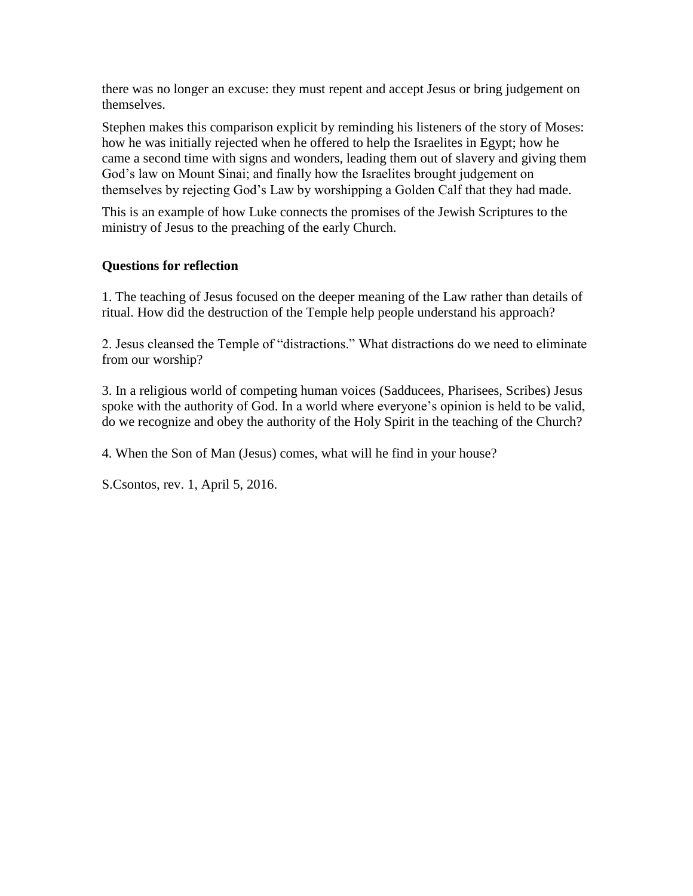there was no longer an excuse: they must repent and accept Jesus or bring judgement on themselves.

Stephen makes this comparison explicit by reminding his listeners of the story of Moses: how he was initially rejected when he offered to help the Israelites in Egypt; how he came a second time with signs and wonders, leading them out of slavery and giving them God's law on Mount Sinai; and finally how the Israelites brought judgement on themselves by rejecting God's Law by worshipping a Golden Calf that they had made.

This is an example of how Luke connects the promises of the Jewish Scriptures to the ministry of Jesus to the preaching of the early Church.

**Questions for reflection**

1. The teaching of Jesus focused on the deeper meaning of the Law rather than details of ritual. How did the destruction of the Temple help people understand his approach?

2. Jesus cleansed the Temple of "distractions." What distractions do we need to eliminate from our worship?

3. In a religious world of competing human voices (Sadducees, Pharisees, Scribes) Jesus spoke with the authority of God. In a world where everyone's opinion is held to be valid, do we recognize and obey the authority of the Holy Spirit in the teaching of the Church?

4. When the Son of Man (Jesus) comes, what will he find in your house?

S.Csontos, rev. 1, April 5, 2016.